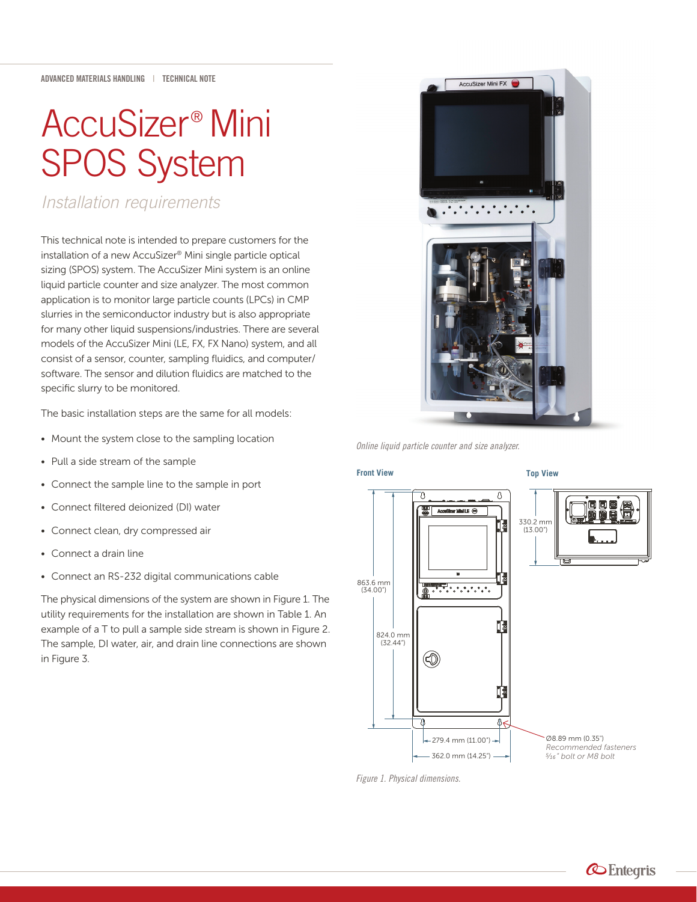ADVANCED MATERIALS HANDLING | TECHNICAL NOTE

# AccuSizer® Mini SPOS System

*Installation requirements*

This technical note is intended to prepare customers for the installation of a new AccuSizer® Mini single particle optical sizing (SPOS) system. The AccuSizer Mini system is an online liquid particle counter and size analyzer. The most common application is to monitor large particle counts (LPCs) in CMP slurries in the semiconductor industry but is also appropriate for many other liquid suspensions/industries. There are several models of the AccuSizer Mini (LE, FX, FX Nano) system, and all consist of a sensor, counter, sampling fluidics, and computer/software. The sensor and dilution fluidics are matched to the specific slurry to be monitored.

The basic installation steps are the same for all models:

- Mount the system close to the sampling location
- Pull a side stream of the sample
- Connect the sample line to the sample in port
- Connect filtered deionized (DI) water
- Connect clean, dry compressed air
- Connect a drain line
- Connect an RS-232 digital communications cable

The physical dimensions of the system are shown in Figure 1. The utility requirements for the installation are shown in Table 1. An example of a T to pull a sample side stream is shown in Figure 2. The sample, DI water, air, and drain line connections are shown in Figure 3.

*Online liquid particle counter and size analyzer.*

**Front View** — 863.6 mm (34.00"); 824.0 mm (32.44"); 279.4 mm (11.00"); 362.0 mm (14.25")

**Top View** — 330.2 mm (13.00")

Ø8.89 mm (0.35")
*Recommended fasteners*
*5/16" bolt or M8 bolt*

*Figure 1. Physical dimensions.*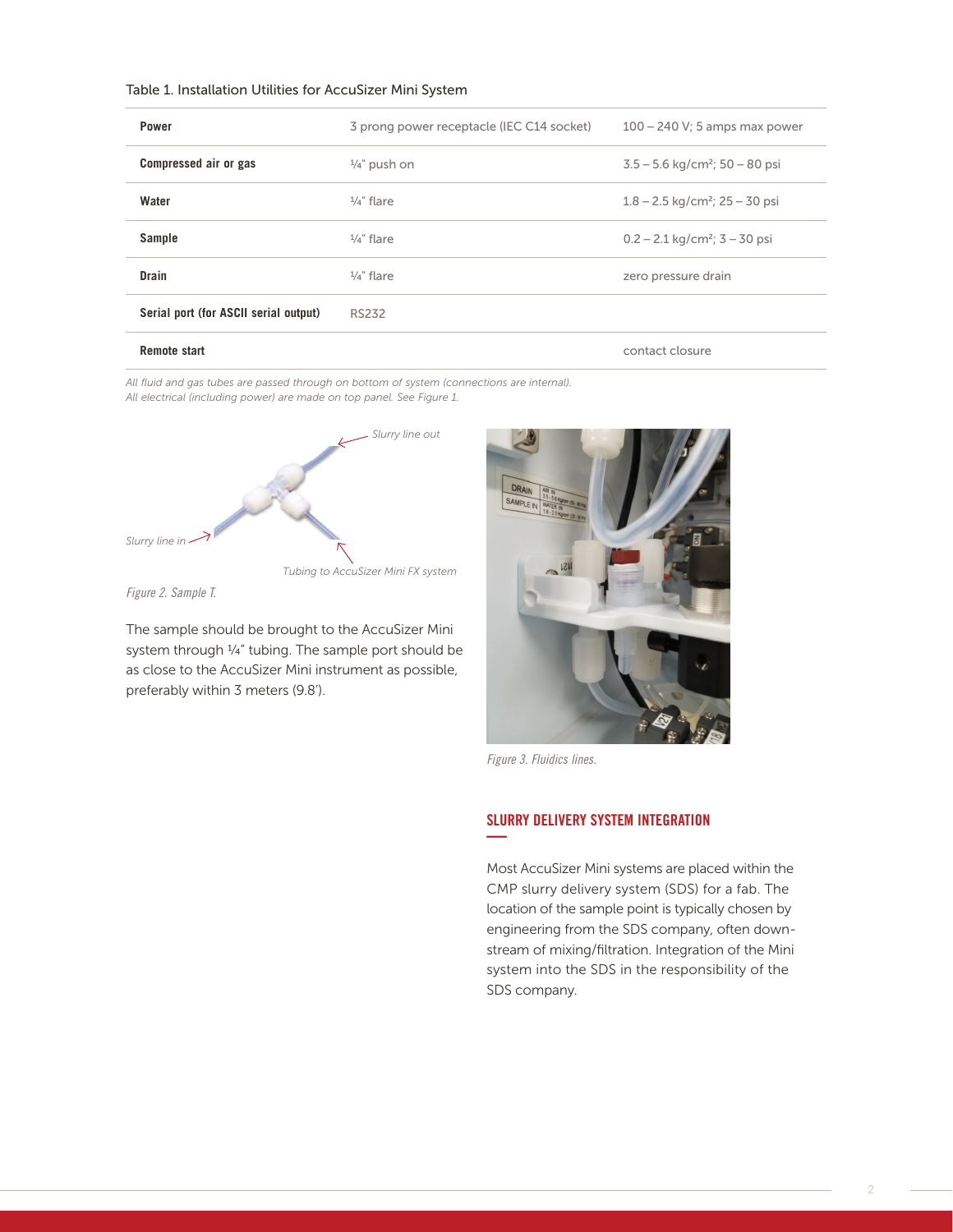Table 1. Installation Utilities for AccuSizer Mini System

| | | |
|---|---|---|
| **Power** | 3 prong power receptacle (IEC C14 socket) | 100 – 240 V; 5 amps max power |
| **Compressed air or gas** | ¼" push on | 3.5 – 5.6 kg/cm²; 50 – 80 psi |
| **Water** | ¼" flare | 1.8 – 2.5 kg/cm²; 25 – 30 psi |
| **Sample** | ¼" flare | 0.2 – 2.1 kg/cm²; 3 – 30 psi |
| **Drain** | ¼" flare | zero pressure drain |
| **Serial port (for ASCII serial output)** | RS232 | |
| **Remote start** | | contact closure |

*All fluid and gas tubes are passed through on bottom of system (connections are internal).*
*All electrical (including power) are made on top panel. See Figure 1.*

Slurry line out

Slurry line in

Tubing to AccuSizer Mini FX system

*Figure 2. Sample T.*

The sample should be brought to the AccuSizer Mini system through ¼" tubing. The sample port should be as close to the AccuSizer Mini instrument as possible, preferably within 3 meters (9.8').

*Figure 3. Fluidics lines.*

## SLURRY DELIVERY SYSTEM INTEGRATION

Most AccuSizer Mini systems are placed within the CMP slurry delivery system (SDS) for a fab. The location of the sample point is typically chosen by engineering from the SDS company, often downstream of mixing/filtration. Integration of the Mini system into the SDS in the responsibility of the SDS company.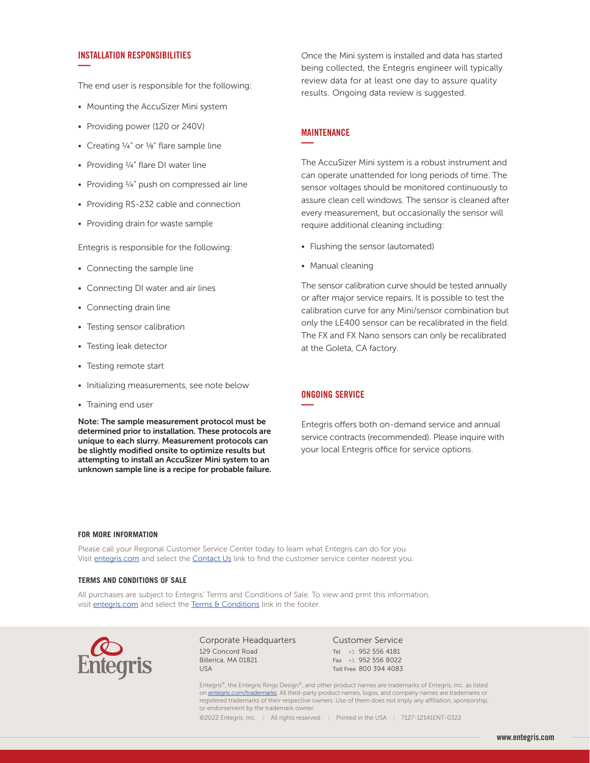## INSTALLATION RESPONSIBILITIES

The end user is responsible for the following:

- Mounting the AccuSizer Mini system
- Providing power (120 or 240V)
- Creating ¼" or ⅛" flare sample line
- Providing ¼" flare DI water line
- Providing ¼" push on compressed air line
- Providing RS-232 cable and connection
- Providing drain for waste sample

Entegris is responsible for the following:

- Connecting the sample line
- Connecting DI water and air lines
- Connecting drain line
- Testing sensor calibration
- Testing leak detector
- Testing remote start
- Initializing measurements, see note below
- Training end user

**Note: The sample measurement protocol must be determined prior to installation. These protocols are unique to each slurry. Measurement protocols can be slightly modified onsite to optimize results but attempting to install an AccuSizer Mini system to an unknown sample line is a recipe for probable failure.**

Once the Mini system is installed and data has started being collected, the Entegris engineer will typically review data for at least one day to assure quality results. Ongoing data review is suggested.

## MAINTENANCE

The AccuSizer Mini system is a robust instrument and can operate unattended for long periods of time. The sensor voltages should be monitored continuously to assure clean cell windows. The sensor is cleaned after every measurement, but occasionally the sensor will require additional cleaning including:

- Flushing the sensor (automated)
- Manual cleaning

The sensor calibration curve should be tested annually or after major service repairs. It is possible to test the calibration curve for any Mini/sensor combination but only the LE400 sensor can be recalibrated in the field. The FX and FX Nano sensors can only be recalibrated at the Goleta, CA factory.

## ONGOING SERVICE

Entegris offers both on-demand service and annual service contracts (recommended). Please inquire with your local Entegris office for service options.

### FOR MORE INFORMATION

Please call your Regional Customer Service Center today to learn what Entegris can do for you. Visit entegris.com and select the Contact Us link to find the customer service center nearest you.

### TERMS AND CONDITIONS OF SALE

All purchases are subject to Entegris' Terms and Conditions of Sale. To view and print this information, visit entegris.com and select the Terms & Conditions link in the footer.

Entegris

Corporate Headquarters
129 Concord Road
Billerica, MA 01821
USA

Customer Service
Tel +1 952 556 4181
Fax +1 952 556 8022
Toll Free 800 394 4083

Entegris®, the Entegris Rings Design®, and other product names are trademarks of Entegris, Inc. as listed on entegris.com/trademarks. All third-party product names, logos, and company names are trademarks or registered trademarks of their respective owners. Use of them does not imply any affiliation, sponsorship, or endorsement by the trademark owner.

©2022 Entegris, Inc. | All rights reserved. | Printed in the USA | 7127-12141ENT-0322

www.entegris.com